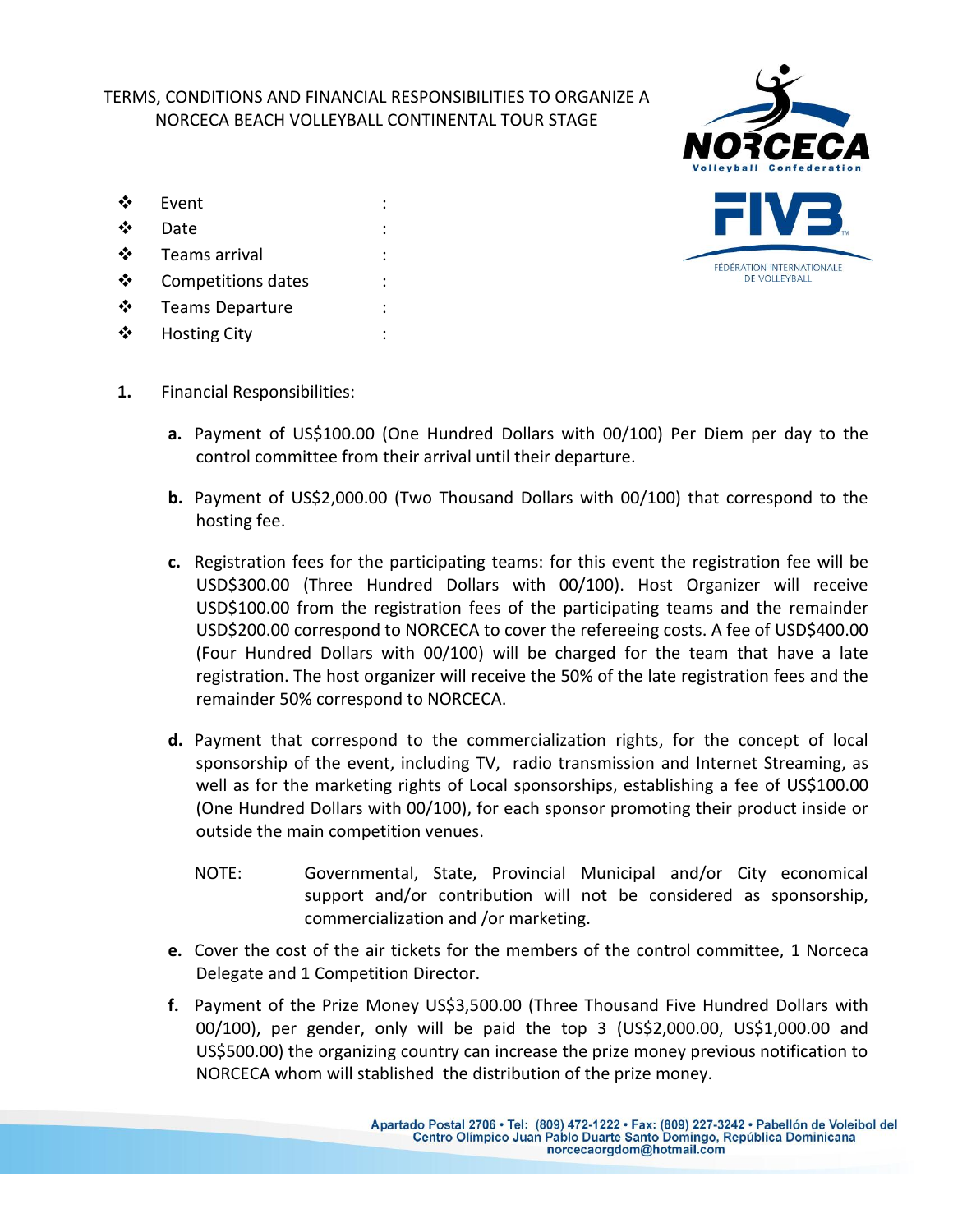# TERMS, CONDITIONS AND FINANCIAL RESPONSIBILITIES TO ORGANIZE A NORCECA BEACH VOLLEYBALL CONTINENTAL TOUR STAGE

- Event :
- Date :
- Teams arrival :
- Competitions dates :
- Teams Departure :
- Hosting City :

1. Financial Responsibilities:

   **a.** Payment of US$100.00 (One Hundred Dollars with 00/100) Per Diem per day to the control committee from their arrival until their departure.

   **b.** Payment of US$2,000.00 (Two Thousand Dollars with 00/100) that correspond to the hosting fee.

   **c.** Registration fees for the participating teams: for this event the registration fee will be USD$300.00 (Three Hundred Dollars with 00/100). Host Organizer will receive USD$100.00 from the registration fees of the participating teams and the remainder USD$200.00 correspond to NORCECA to cover the refereeing costs. A fee of USD$400.00 (Four Hundred Dollars with 00/100) will be charged for the team that have a late registration. The host organizer will receive the 50% of the late registration fees and the remainder 50% correspond to NORCECA.

   **d.** Payment that correspond to the commercialization rights, for the concept of local sponsorship of the event, including TV, radio transmission and Internet Streaming, as well as for the marketing rights of Local sponsorships, establishing a fee of US$100.00 (One Hundred Dollars with 00/100), for each sponsor promoting their product inside or outside the main competition venues.

   NOTE: Governmental, State, Provincial Municipal and/or City economical support and/or contribution will not be considered as sponsorship, commercialization and /or marketing.

   **e.** Cover the cost of the air tickets for the members of the control committee, 1 Norceca Delegate and 1 Competition Director.

   **f.** Payment of the Prize Money US$3,500.00 (Three Thousand Five Hundred Dollars with 00/100), per gender, only will be paid the top 3 (US$2,000.00, US$1,000.00 and US$500.00) the organizing country can increase the prize money previous notification to NORCECA whom will stablished the distribution of the prize money.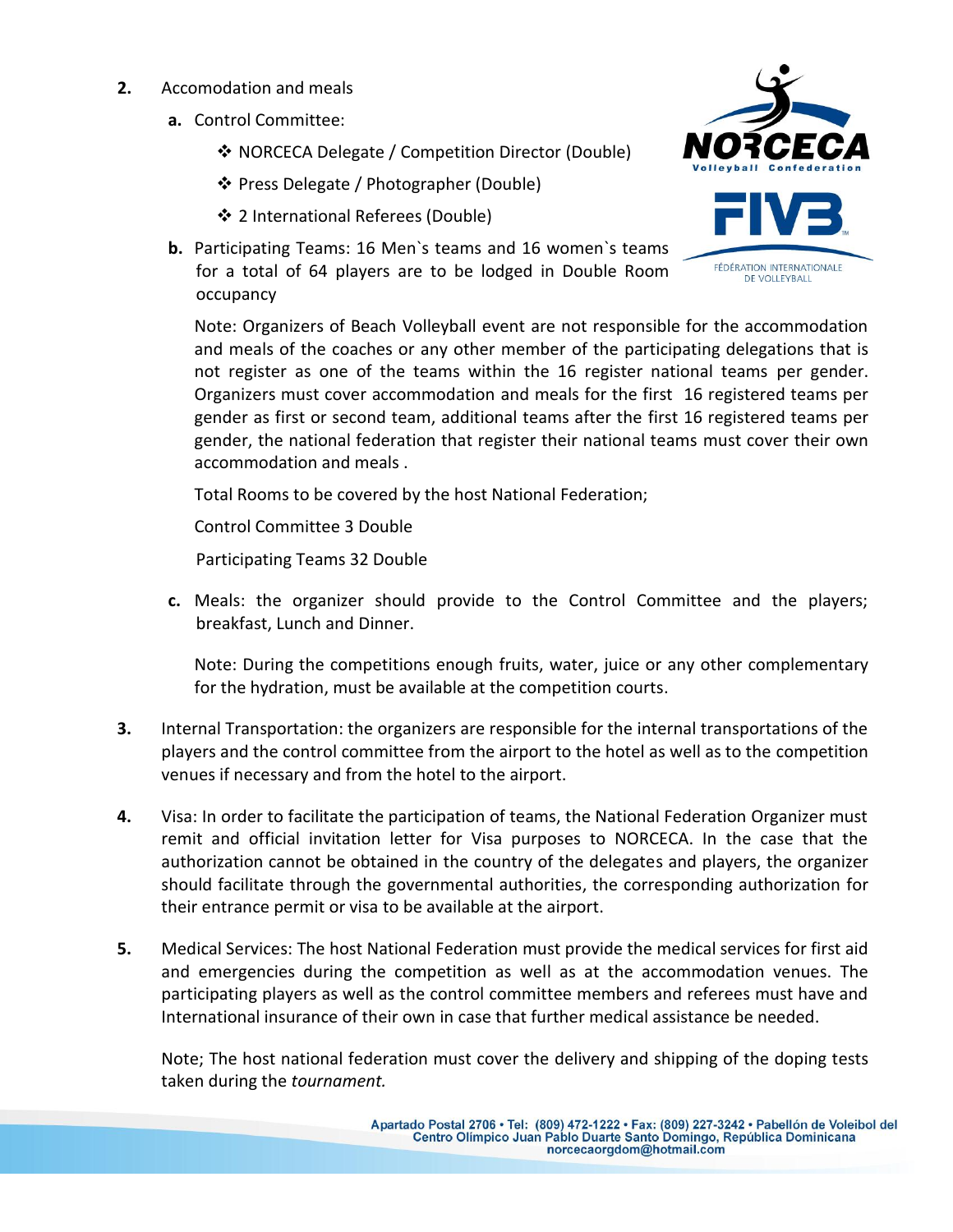2. Accomodation and meals

   **a.** Control Committee:

   - ❖ NORCECA Delegate / Competition Director (Double)
   - ❖ Press Delegate / Photographer (Double)
   - ❖ 2 International Referees (Double)

   **b.** Participating Teams: 16 Men`s teams and 16 women`s teams for a total of 64 players are to be lodged in Double Room occupancy

   Note: Organizers of Beach Volleyball event are not responsible for the accommodation and meals of the coaches or any other member of the participating delegations that is not register as one of the teams within the 16 register national teams per gender. Organizers must cover accommodation and meals for the first 16 registered teams per gender as first or second team, additional teams after the first 16 registered teams per gender, the national federation that register their national teams must cover their own accommodation and meals .

   Total Rooms to be covered by the host National Federation;

   Control Committee 3 Double

   Participating Teams 32 Double

   **c.** Meals: the organizer should provide to the Control Committee and the players; breakfast, Lunch and Dinner.

   Note: During the competitions enough fruits, water, juice or any other complementary for the hydration, must be available at the competition courts.

3. Internal Transportation: the organizers are responsible for the internal transportations of the players and the control committee from the airport to the hotel as well as to the competition venues if necessary and from the hotel to the airport.

4. Visa: In order to facilitate the participation of teams, the National Federation Organizer must remit and official invitation letter for Visa purposes to NORCECA. In the case that the authorization cannot be obtained in the country of the delegates and players, the organizer should facilitate through the governmental authorities, the corresponding authorization for their entrance permit or visa to be available at the airport.

5. Medical Services: The host National Federation must provide the medical services for first aid and emergencies during the competition as well as at the accommodation venues. The participating players as well as the control committee members and referees must have and International insurance of their own in case that further medical assistance be needed.

   Note; The host national federation must cover the delivery and shipping of the doping tests taken during the *tournament.*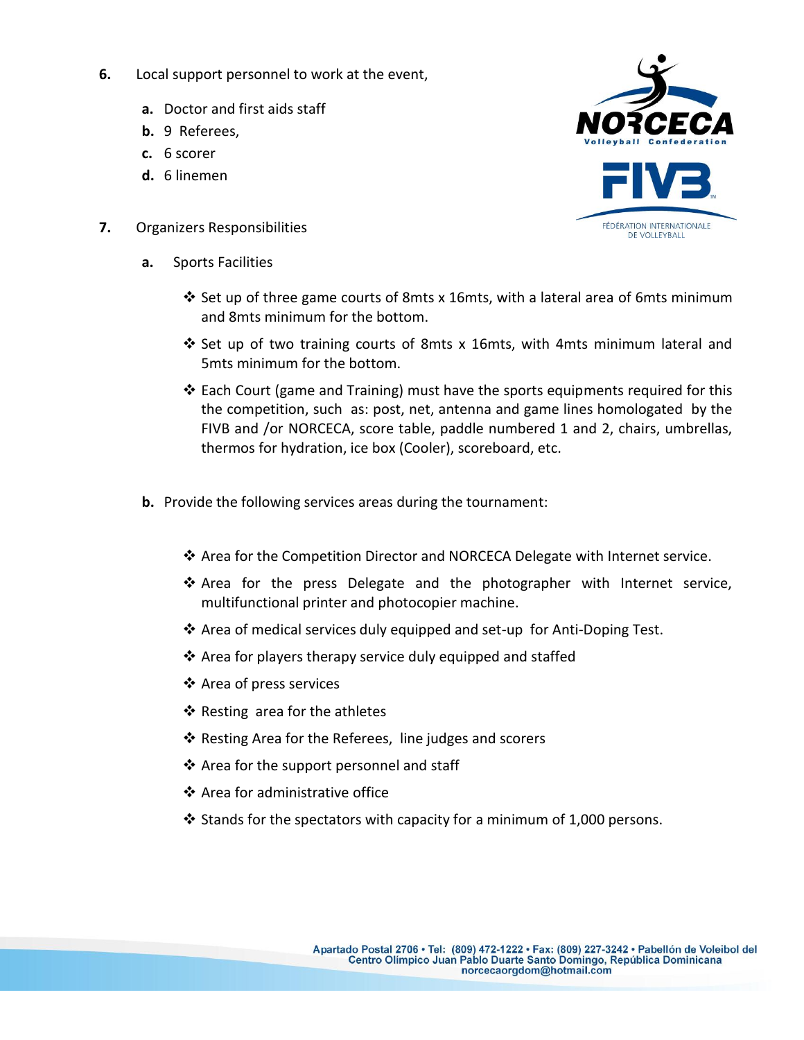6. Local support personnel to work at the event,

   a. Doctor and first aids staff
   b. 9 Referees,
   c. 6 scorer
   d. 6 linemen

7. Organizers Responsibilities

   a. Sports Facilities

      ❖ Set up of three game courts of 8mts x 16mts, with a lateral area of 6mts minimum and 8mts minimum for the bottom.

      ❖ Set up of two training courts of 8mts x 16mts, with 4mts minimum lateral and 5mts minimum for the bottom.

      ❖ Each Court (game and Training) must have the sports equipments required for this the competition, such as: post, net, antenna and game lines homologated by the FIVB and /or NORCECA, score table, paddle numbered 1 and 2, chairs, umbrellas, thermos for hydration, ice box (Cooler), scoreboard, etc.

   b. Provide the following services areas during the tournament:

      ❖ Area for the Competition Director and NORCECA Delegate with Internet service.

      ❖ Area for the press Delegate and the photographer with Internet service, multifunctional printer and photocopier machine.

      ❖ Area of medical services duly equipped and set-up for Anti-Doping Test.

      ❖ Area for players therapy service duly equipped and staffed

      ❖ Area of press services

      ❖ Resting area for the athletes

      ❖ Resting Area for the Referees, line judges and scorers

      ❖ Area for the support personnel and staff

      ❖ Area for administrative office

      ❖ Stands for the spectators with capacity for a minimum of 1,000 persons.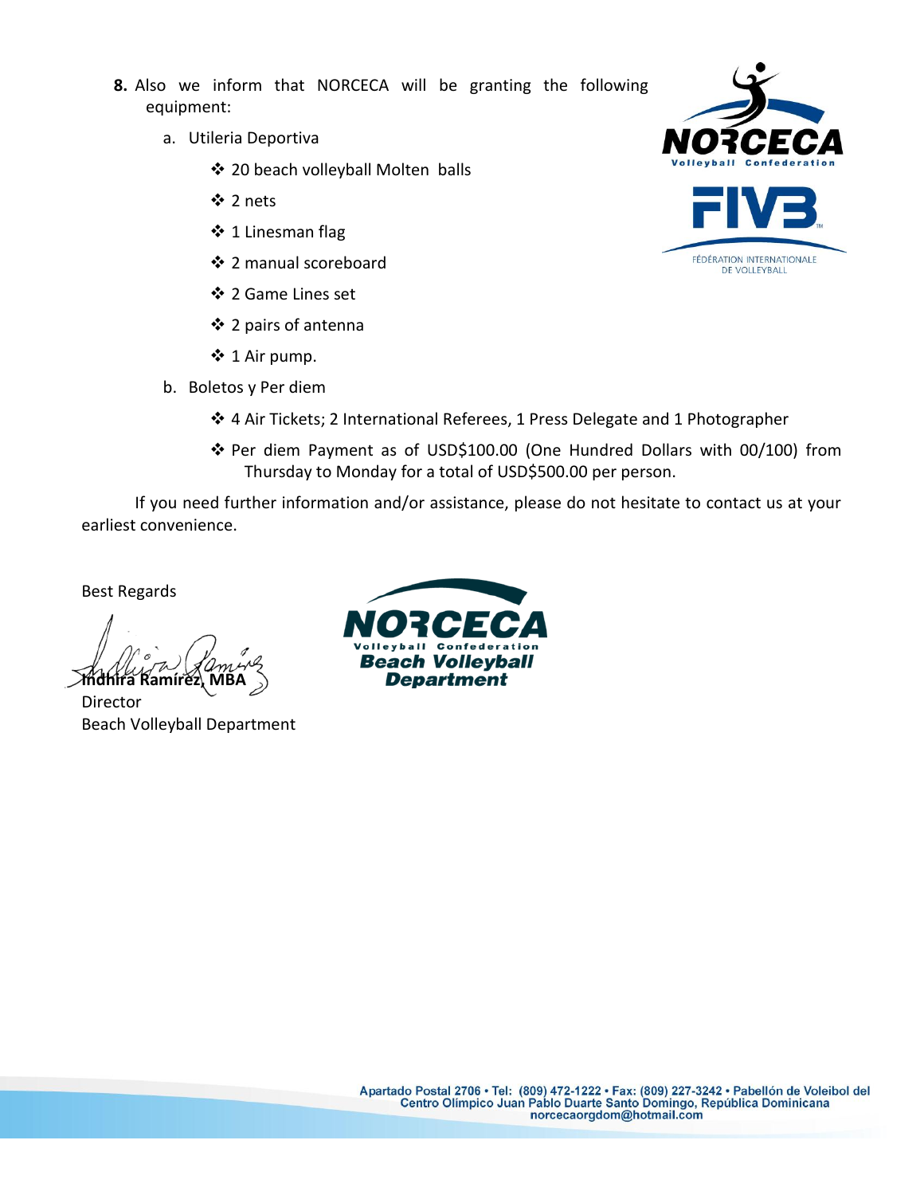**8.** Also we inform that NORCECA will be granting the following equipment:

a. Utileria Deportiva

- ❖ 20 beach volleyball Molten balls
- ❖ 2 nets
- ❖ 1 Linesman flag
- ❖ 2 manual scoreboard
- ❖ 2 Game Lines set
- ❖ 2 pairs of antenna
- ❖ 1 Air pump.

b. Boletos y Per diem

- ❖ 4 Air Tickets; 2 International Referees, 1 Press Delegate and 1 Photographer
- ❖ Per diem Payment as of USD$100.00 (One Hundred Dollars with 00/100) from Thursday to Monday for a total of USD$500.00 per person.

If you need further information and/or assistance, please do not hesitate to contact us at your earliest convenience.

Best Regards

**Indhira Ramírez, MBA**
Director
Beach Volleyball Department

NORCECA Volleyball Confederation Beach Volleyball Department

Apartado Postal 2706 • Tel: (809) 472-1222 • Fax: (809) 227-3242 • Pabellón de Voleibol del Centro Olímpico Juan Pablo Duarte Santo Domingo, República Dominicana
norcecaorgdom@hotmail.com